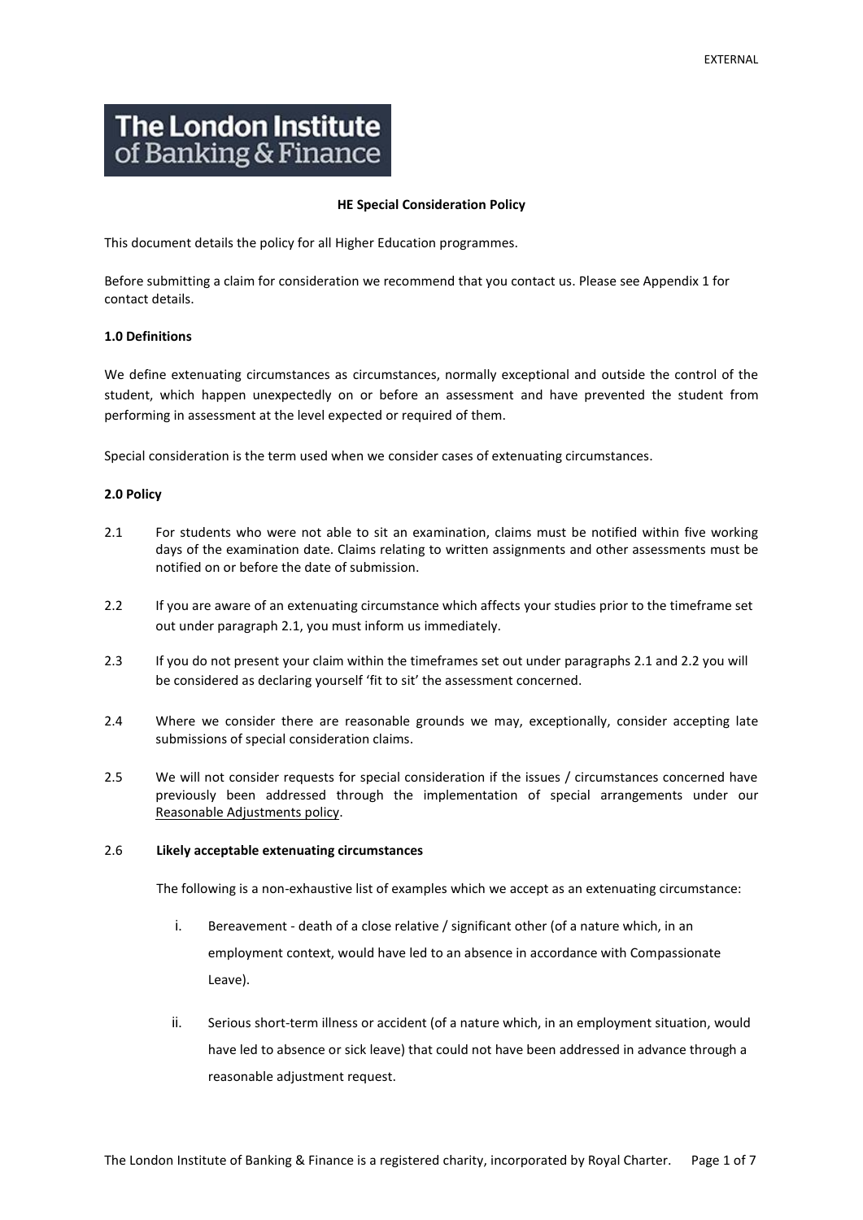The London Institute of Banking & Finance

**HE Special Consideration Policy**

This document details the policy for all Higher Education programmes.

Before submitting a claim for consideration we recommend that you contact us. Please see Appendix 1 for contact details.

**1.0 Definitions**

We define extenuating circumstances as circumstances, normally exceptional and outside the control of the student, which happen unexpectedly on or before an assessment and have prevented the student from performing in assessment at the level expected or required of them.

Special consideration is the term used when we consider cases of extenuating circumstances.

**2.0 Policy**

2.1 For students who were not able to sit an examination, claims must be notified within five working days of the examination date. Claims relating to written assignments and other assessments must be notified on or before the date of submission.

2.2 If you are aware of an extenuating circumstance which affects your studies prior to the timeframe set out under paragraph 2.1, you must inform us immediately.

2.3 If you do not present your claim within the timeframes set out under paragraphs 2.1 and 2.2 you will be considered as declaring yourself 'fit to sit' the assessment concerned.

2.4 Where we consider there are reasonable grounds we may, exceptionally, consider accepting late submissions of special consideration claims.

2.5 We will not consider requests for special consideration if the issues / circumstances concerned have previously been addressed through the implementation of special arrangements under our Reasonable Adjustments policy.

2.6 **Likely acceptable extenuating circumstances**

The following is a non-exhaustive list of examples which we accept as an extenuating circumstance:

i. Bereavement - death of a close relative / significant other (of a nature which, in an employment context, would have led to an absence in accordance with Compassionate Leave).

ii. Serious short-term illness or accident (of a nature which, in an employment situation, would have led to absence or sick leave) that could not have been addressed in advance through a reasonable adjustment request.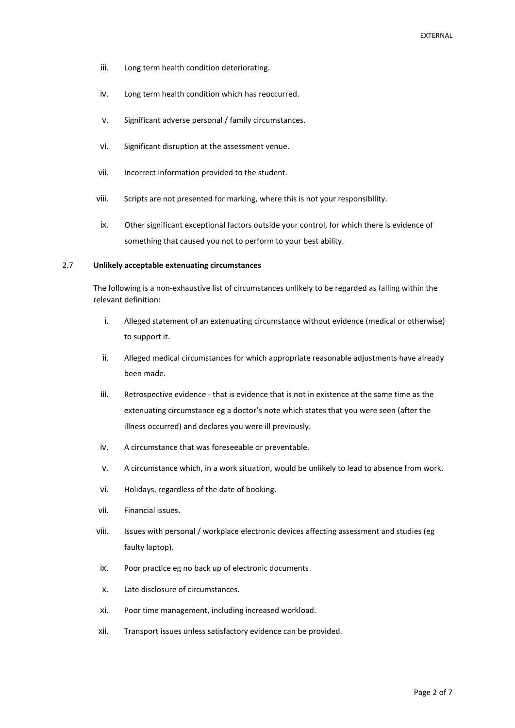iii. Long term health condition deteriorating.

iv. Long term health condition which has reoccurred.

v. Significant adverse personal / family circumstances.

vi. Significant disruption at the assessment venue.

vii. Incorrect information provided to the student.

viii. Scripts are not presented for marking, where this is not your responsibility.

ix. Other significant exceptional factors outside your control, for which there is evidence of something that caused you not to perform to your best ability.

### 2.7 **Unlikely acceptable extenuating circumstances**

The following is a non-exhaustive list of circumstances unlikely to be regarded as falling within the relevant definition:

i. Alleged statement of an extenuating circumstance without evidence (medical or otherwise) to support it.

ii. Alleged medical circumstances for which appropriate reasonable adjustments have already been made.

iii. Retrospective evidence - that is evidence that is not in existence at the same time as the extenuating circumstance eg a doctor's note which states that you were seen (after the illness occurred) and declares you were ill previously.

iv. A circumstance that was foreseeable or preventable.

v. A circumstance which, in a work situation, would be unlikely to lead to absence from work.

vi. Holidays, regardless of the date of booking.

vii. Financial issues.

viii. Issues with personal / workplace electronic devices affecting assessment and studies (eg faulty laptop).

ix. Poor practice eg no back up of electronic documents.

x. Late disclosure of circumstances.

xi. Poor time management, including increased workload.

xii. Transport issues unless satisfactory evidence can be provided.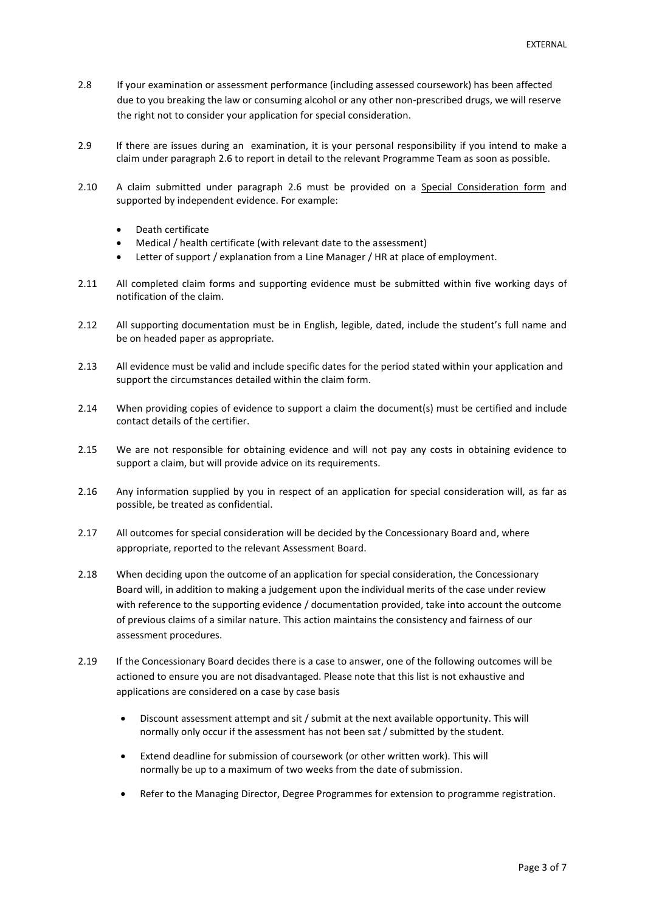2.8 If your examination or assessment performance (including assessed coursework) has been affected due to you breaking the law or consuming alcohol or any other non-prescribed drugs, we will reserve the right not to consider your application for special consideration.

2.9 If there are issues during an examination, it is your personal responsibility if you intend to make a claim under paragraph 2.6 to report in detail to the relevant Programme Team as soon as possible.

2.10 A claim submitted under paragraph 2.6 must be provided on a Special Consideration form and supported by independent evidence. For example:

- Death certificate
- Medical / health certificate (with relevant date to the assessment)
- Letter of support / explanation from a Line Manager / HR at place of employment.

2.11 All completed claim forms and supporting evidence must be submitted within five working days of notification of the claim.

2.12 All supporting documentation must be in English, legible, dated, include the student's full name and be on headed paper as appropriate.

2.13 All evidence must be valid and include specific dates for the period stated within your application and support the circumstances detailed within the claim form.

2.14 When providing copies of evidence to support a claim the document(s) must be certified and include contact details of the certifier.

2.15 We are not responsible for obtaining evidence and will not pay any costs in obtaining evidence to support a claim, but will provide advice on its requirements.

2.16 Any information supplied by you in respect of an application for special consideration will, as far as possible, be treated as confidential.

2.17 All outcomes for special consideration will be decided by the Concessionary Board and, where appropriate, reported to the relevant Assessment Board.

2.18 When deciding upon the outcome of an application for special consideration, the Concessionary Board will, in addition to making a judgement upon the individual merits of the case under review with reference to the supporting evidence / documentation provided, take into account the outcome of previous claims of a similar nature. This action maintains the consistency and fairness of our assessment procedures.

2.19 If the Concessionary Board decides there is a case to answer, one of the following outcomes will be actioned to ensure you are not disadvantaged. Please note that this list is not exhaustive and applications are considered on a case by case basis

- Discount assessment attempt and sit / submit at the next available opportunity. This will normally only occur if the assessment has not been sat / submitted by the student.
- Extend deadline for submission of coursework (or other written work). This will normally be up to a maximum of two weeks from the date of submission.
- Refer to the Managing Director, Degree Programmes for extension to programme registration.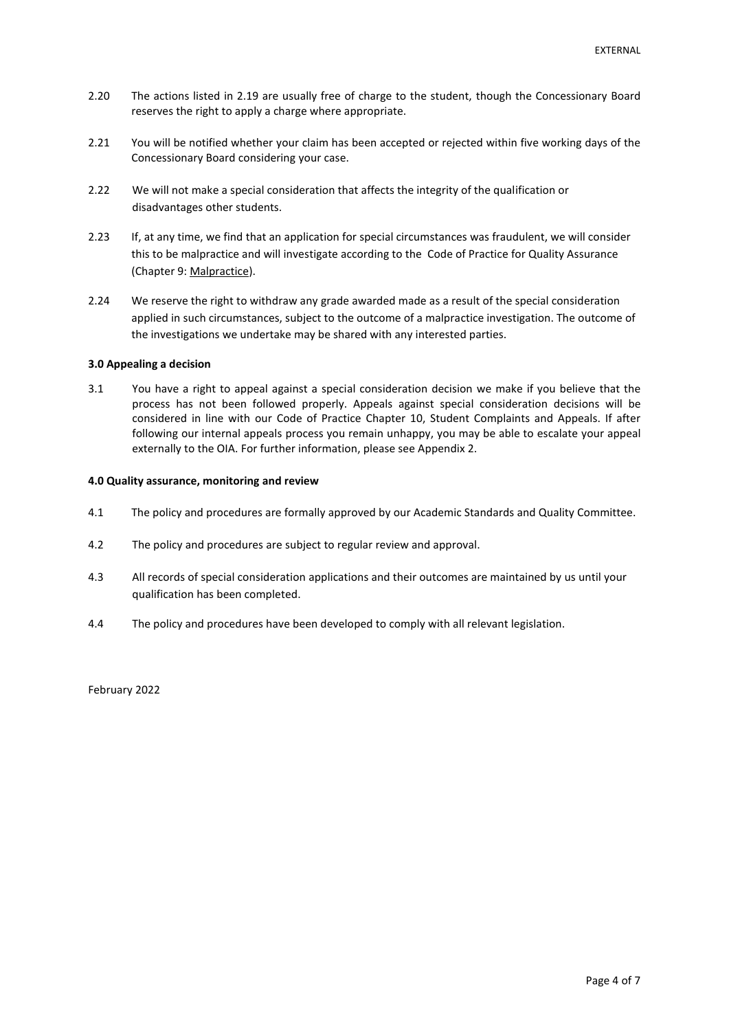2.20 The actions listed in 2.19 are usually free of charge to the student, though the Concessionary Board reserves the right to apply a charge where appropriate.

2.21 You will be notified whether your claim has been accepted or rejected within five working days of the Concessionary Board considering your case.

2.22 We will not make a special consideration that affects the integrity of the qualification or disadvantages other students.

2.23 If, at any time, we find that an application for special circumstances was fraudulent, we will consider this to be malpractice and will investigate according to the Code of Practice for Quality Assurance (Chapter 9: Malpractice).

2.24 We reserve the right to withdraw any grade awarded made as a result of the special consideration applied in such circumstances, subject to the outcome of a malpractice investigation. The outcome of the investigations we undertake may be shared with any interested parties.

**3.0 Appealing a decision**

3.1 You have a right to appeal against a special consideration decision we make if you believe that the process has not been followed properly. Appeals against special consideration decisions will be considered in line with our Code of Practice Chapter 10, Student Complaints and Appeals. If after following our internal appeals process you remain unhappy, you may be able to escalate your appeal externally to the OIA. For further information, please see Appendix 2.

**4.0 Quality assurance, monitoring and review**

4.1 The policy and procedures are formally approved by our Academic Standards and Quality Committee.

4.2 The policy and procedures are subject to regular review and approval.

4.3 All records of special consideration applications and their outcomes are maintained by us until your qualification has been completed.

4.4 The policy and procedures have been developed to comply with all relevant legislation.

February 2022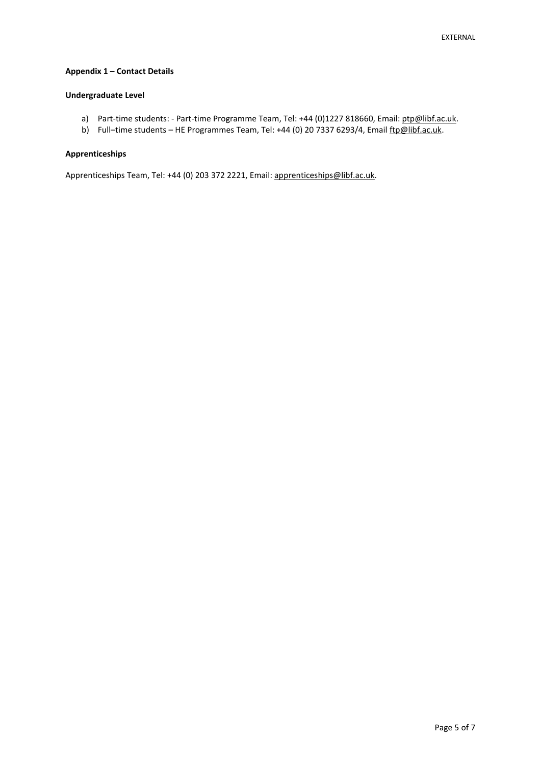**Appendix 1 – Contact Details**

**Undergraduate Level**

a) Part-time students: - Part-time Programme Team, Tel: +44 (0)1227 818660, Email: ptp@libf.ac.uk.
b) Full–time students – HE Programmes Team, Tel: +44 (0) 20 7337 6293/4, Email ftp@libf.ac.uk.

**Apprenticeships**

Apprenticeships Team, Tel: +44 (0) 203 372 2221, Email: apprenticeships@libf.ac.uk.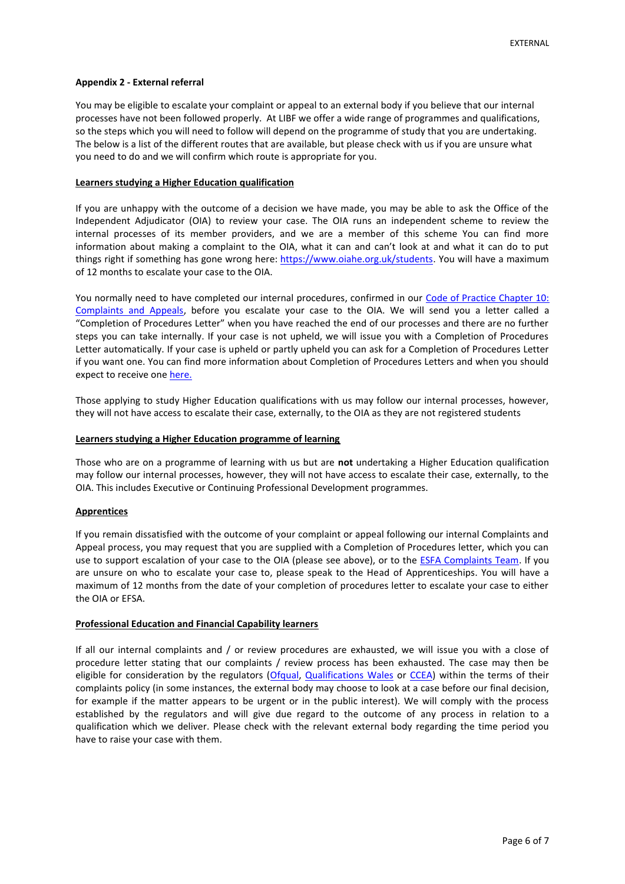### Appendix 2 - External referral

You may be eligible to escalate your complaint or appeal to an external body if you believe that our internal processes have not been followed properly. At LIBF we offer a wide range of programmes and qualifications, so the steps which you will need to follow will depend on the programme of study that you are undertaking. The below is a list of the different routes that are available, but please check with us if you are unsure what you need to do and we will confirm which route is appropriate for you.

#### Learners studying a Higher Education qualification

If you are unhappy with the outcome of a decision we have made, you may be able to ask the Office of the Independent Adjudicator (OIA) to review your case. The OIA runs an independent scheme to review the internal processes of its member providers, and we are a member of this scheme You can find more information about making a complaint to the OIA, what it can and can't look at and what it can do to put things right if something has gone wrong here: https://www.oiahe.org.uk/students. You will have a maximum of 12 months to escalate your case to the OIA.

You normally need to have completed our internal procedures, confirmed in our Code of Practice Chapter 10: Complaints and Appeals, before you escalate your case to the OIA. We will send you a letter called a "Completion of Procedures Letter" when you have reached the end of our processes and there are no further steps you can take internally. If your case is not upheld, we will issue you with a Completion of Procedures Letter automatically. If your case is upheld or partly upheld you can ask for a Completion of Procedures Letter if you want one. You can find more information about Completion of Procedures Letters and when you should expect to receive one here.

Those applying to study Higher Education qualifications with us may follow our internal processes, however, they will not have access to escalate their case, externally, to the OIA as they are not registered students

#### Learners studying a Higher Education programme of learning

Those who are on a programme of learning with us but are **not** undertaking a Higher Education qualification may follow our internal processes, however, they will not have access to escalate their case, externally, to the OIA. This includes Executive or Continuing Professional Development programmes.

#### Apprentices

If you remain dissatisfied with the outcome of your complaint or appeal following our internal Complaints and Appeal process, you may request that you are supplied with a Completion of Procedures letter, which you can use to support escalation of your case to the OIA (please see above), or to the ESFA Complaints Team. If you are unsure on who to escalate your case to, please speak to the Head of Apprenticeships. You will have a maximum of 12 months from the date of your completion of procedures letter to escalate your case to either the OIA or EFSA.

#### Professional Education and Financial Capability learners

If all our internal complaints and / or review procedures are exhausted, we will issue you with a close of procedure letter stating that our complaints / review process has been exhausted. The case may then be eligible for consideration by the regulators (Ofqual, Qualifications Wales or CCEA) within the terms of their complaints policy (in some instances, the external body may choose to look at a case before our final decision, for example if the matter appears to be urgent or in the public interest). We will comply with the process established by the regulators and will give due regard to the outcome of any process in relation to a qualification which we deliver. Please check with the relevant external body regarding the time period you have to raise your case with them.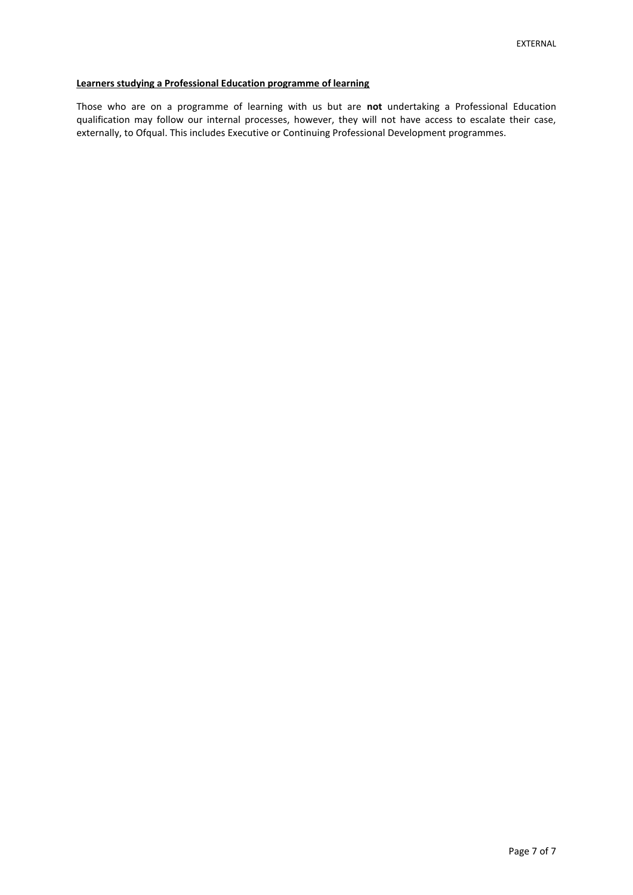**Learners studying a Professional Education programme of learning**

Those who are on a programme of learning with us but are **not** undertaking a Professional Education qualification may follow our internal processes, however, they will not have access to escalate their case, externally, to Ofqual. This includes Executive or Continuing Professional Development programmes.